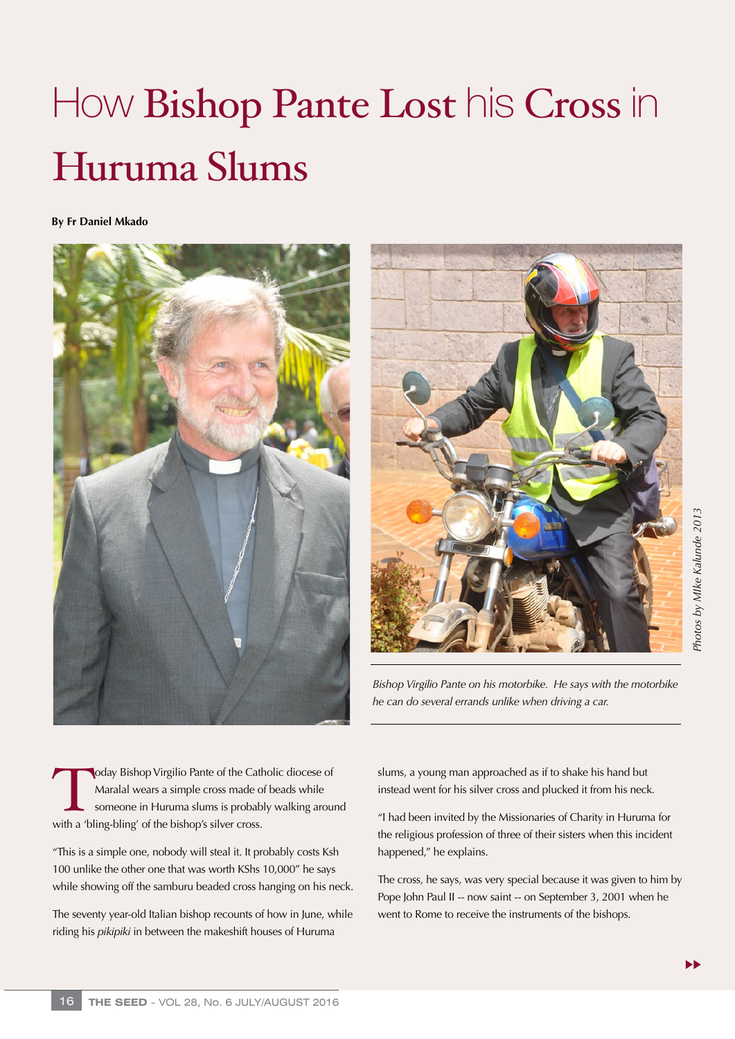# How Bishop Pante Lost his Cross in Huruma Slums

**By Fr Daniel Mkado**

*Bishop Virgilio Pante on his motorbike. He says with the motorbike he can do several errands unlike when driving a car.*

*Photos by Mike Kalunde 2013*

Today Bishop Virgilio Pante of the Catholic diocese of Maralal wears a simple cross made of beads while someone in Huruma slums is probably walking around with a 'bling-bling' of the bishop's silver cross.

"This is a simple one, nobody will steal it. It probably costs Ksh 100 unlike the other one that was worth KShs 10,000" he says while showing off the samburu beaded cross hanging on his neck.

The seventy year-old Italian bishop recounts of how in June, while riding his *pikipiki* in between the makeshift houses of Huruma slums, a young man approached as if to shake his hand but instead went for his silver cross and plucked it from his neck.

"I had been invited by the Missionaries of Charity in Huruma for the religious profession of three of their sisters when this incident happened," he explains.

The cross, he says, was very special because it was given to him by Pope John Paul II -- now saint -- on September 3, 2001 when he went to Rome to receive the instruments of the bishops.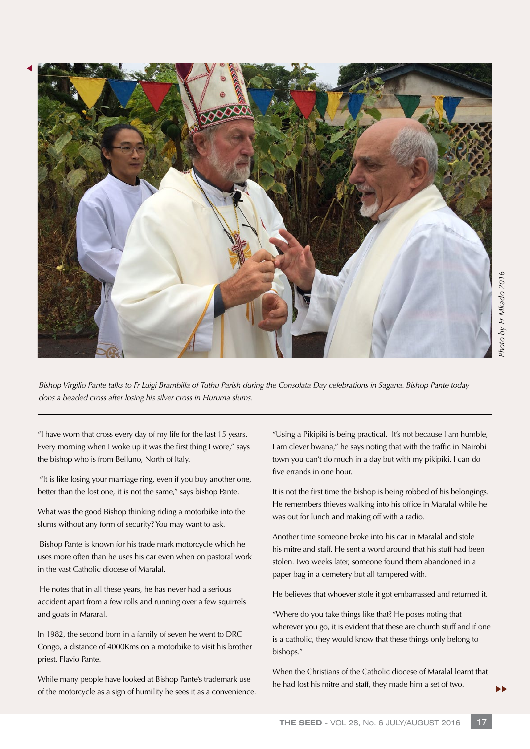*Photo by Fr Mkado 2016*

*Bishop Virgilio Pante talks to Fr Luigi Brambilla of Tuthu Parish during the Consolata Day celebrations in Sagana. Bishop Pante today dons a beaded cross after losing his silver cross in Huruma slums.*

"I have worn that cross every day of my life for the last 15 years. Every morning when I woke up it was the first thing I wore," says the bishop who is from Belluno, North of Italy.

"It is like losing your marriage ring, even if you buy another one, better than the lost one, it is not the same," says bishop Pante.

What was the good Bishop thinking riding a motorbike into the slums without any form of security? You may want to ask.

Bishop Pante is known for his trade mark motorcycle which he uses more often than he uses his car even when on pastoral work in the vast Catholic diocese of Maralal.

He notes that in all these years, he has never had a serious accident apart from a few rolls and running over a few squirrels and goats in Mararal.

In 1982, the second born in a family of seven he went to DRC Congo, a distance of 4000Kms on a motorbike to visit his brother priest, Flavio Pante.

While many people have looked at Bishop Pante's trademark use of the motorcycle as a sign of humility he sees it as a convenience.

"Using a Pikipiki is being practical. It's not because I am humble, I am clever bwana," he says noting that with the traffic in Nairobi town you can't do much in a day but with my pikipiki, I can do five errands in one hour.

It is not the first time the bishop is being robbed of his belongings. He remembers thieves walking into his office in Maralal while he was out for lunch and making off with a radio.

Another time someone broke into his car in Maralal and stole his mitre and staff. He sent a word around that his stuff had been stolen. Two weeks later, someone found them abandoned in a paper bag in a cemetery but all tampered with.

He believes that whoever stole it got embarrassed and returned it.

"Where do you take things like that? He poses noting that wherever you go, it is evident that these are church stuff and if one is a catholic, they would know that these things only belong to bishops."

When the Christians of the Catholic diocese of Maralal learnt that he had lost his mitre and staff, they made him a set of two.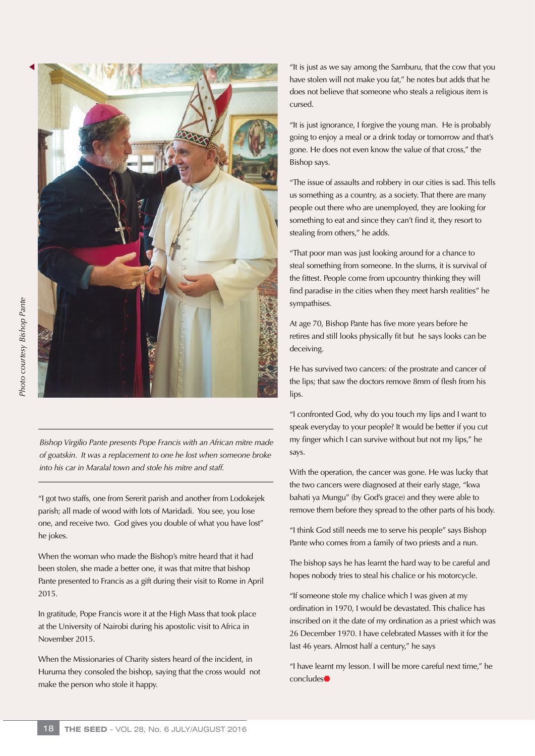*Photo courtesy Bishop Pante*

*Bishop Virgilio Pante presents Pope Francis with an African mitre made of goatskin. It was a replacement to one he lost when someone broke into his car in Maralal town and stole his mitre and staff.*

"I got two staffs, one from Sererit parish and another from Lodokejek parish; all made of wood with lots of Maridadi. You see, you lose one, and receive two. God gives you double of what you have lost" he jokes.

When the woman who made the Bishop's mitre heard that it had been stolen, she made a better one, it was that mitre that bishop Pante presented to Francis as a gift during their visit to Rome in April 2015.

In gratitude, Pope Francis wore it at the High Mass that took place at the University of Nairobi during his apostolic visit to Africa in November 2015.

When the Missionaries of Charity sisters heard of the incident, in Huruma they consoled the bishop, saying that the cross would not make the person who stole it happy.

"It is just as we say among the Samburu, that the cow that you have stolen will not make you fat," he notes but adds that he does not believe that someone who steals a religious item is cursed.

"It is just ignorance, I forgive the young man. He is probably going to enjoy a meal or a drink today or tomorrow and that's gone. He does not even know the value of that cross," the Bishop says.

"The issue of assaults and robbery in our cities is sad. This tells us something as a country, as a society. That there are many people out there who are unemployed, they are looking for something to eat and since they can't find it, they resort to stealing from others," he adds.

"That poor man was just looking around for a chance to steal something from someone. In the slums, it is survival of the fittest. People come from upcountry thinking they will find paradise in the cities when they meet harsh realities" he sympathises.

At age 70, Bishop Pante has five more years before he retires and still looks physically fit but he says looks can be deceiving.

He has survived two cancers: of the prostrate and cancer of the lips; that saw the doctors remove 8mm of flesh from his lips.

"I confronted God, why do you touch my lips and I want to speak everyday to your people? It would be better if you cut my finger which I can survive without but not my lips," he says.

With the operation, the cancer was gone. He was lucky that the two cancers were diagnosed at their early stage, "kwa bahati ya Mungu" (by God's grace) and they were able to remove them before they spread to the other parts of his body.

"I think God still needs me to serve his people" says Bishop Pante who comes from a family of two priests and a nun.

The bishop says he has learnt the hard way to be careful and hopes nobody tries to steal his chalice or his motorcycle.

"If someone stole my chalice which I was given at my ordination in 1970, I would be devastated. This chalice has inscribed on it the date of my ordination as a priest which was 26 December 1970. I have celebrated Masses with it for the last 46 years. Almost half a century," he says

"I have learnt my lesson. I will be more careful next time," he concludes